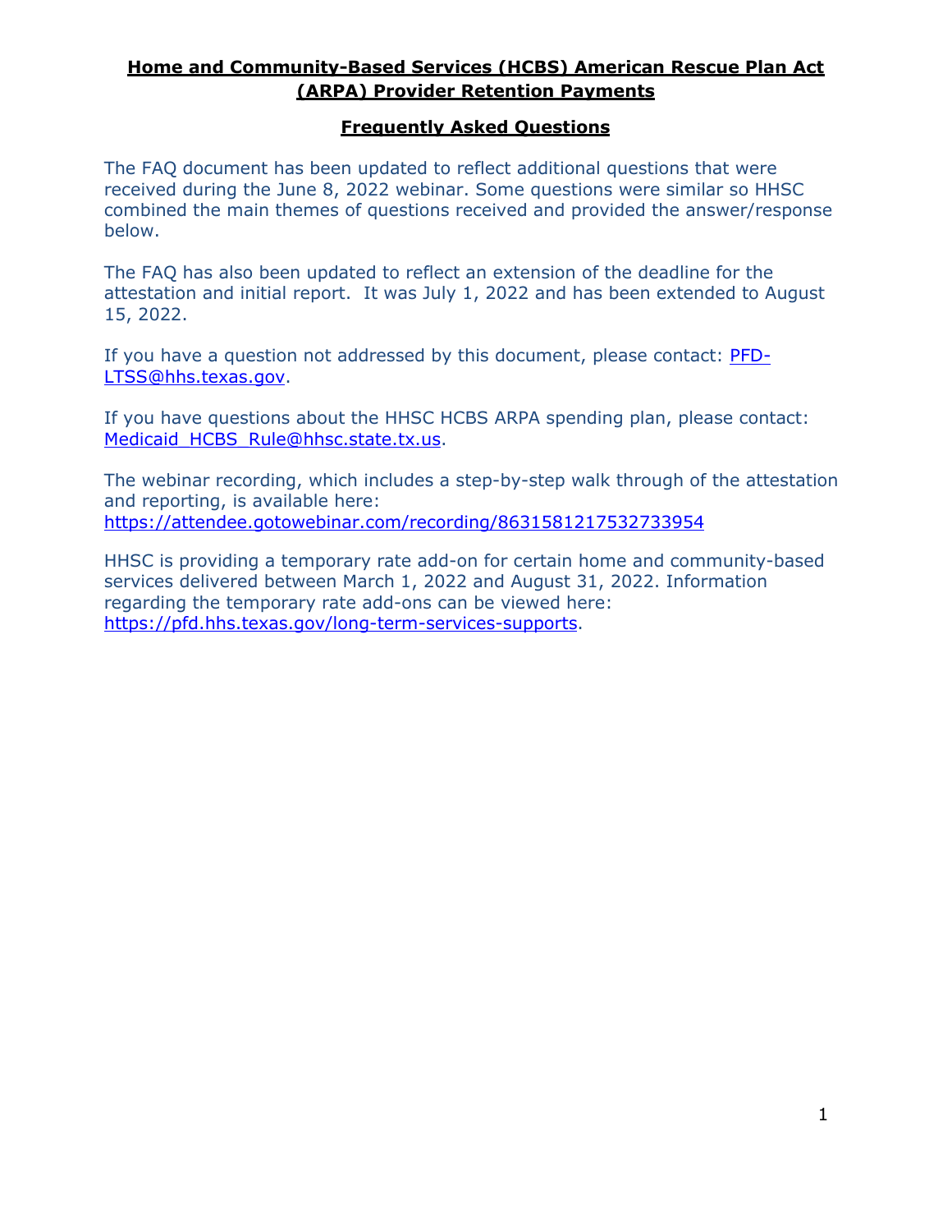# Home and Community-Based Services (HCBS) American Rescue Plan Act (ARPA) Provider Retention Payments

## Frequently Asked Questions

The FAQ document has been updated to reflect additional questions that were received during the June 8, 2022 webinar. Some questions were similar so HHSC combined the main themes of questions received and provided the answer/response below.

The FAQ has also been updated to reflect an extension of the deadline for the attestation and initial report. It was July 1, 2022 and has been extended to August 15, 2022.

If you have a question not addressed by this document, please contact: PFD-LTSS@hhs.texas.gov.

If you have questions about the HHSC HCBS ARPA spending plan, please contact: Medicaid_HCBS_Rule@hhsc.state.tx.us.

The webinar recording, which includes a step-by-step walk through of the attestation and reporting, is available here: https://attendee.gotowebinar.com/recording/8631581217532733954

HHSC is providing a temporary rate add-on for certain home and community-based services delivered between March 1, 2022 and August 31, 2022. Information regarding the temporary rate add-ons can be viewed here: https://pfd.hhs.texas.gov/long-term-services-supports.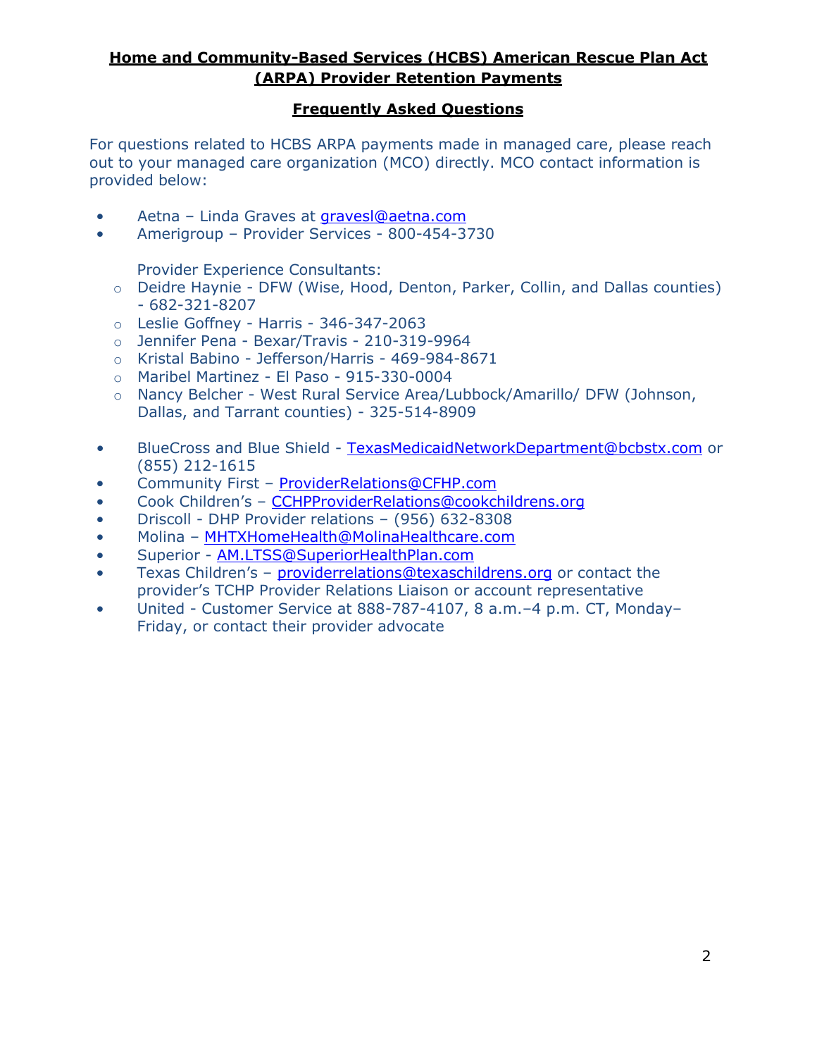**Home and Community-Based Services (HCBS) American Rescue Plan Act (ARPA) Provider Retention Payments**

**Frequently Asked Questions**

For questions related to HCBS ARPA payments made in managed care, please reach out to your managed care organization (MCO) directly. MCO contact information is provided below:

- Aetna – Linda Graves at gravesl@aetna.com
- Amerigroup – Provider Services - 800-454-3730

  Provider Experience Consultants:
  - Deidre Haynie - DFW (Wise, Hood, Denton, Parker, Collin, and Dallas counties) - 682-321-8207
  - Leslie Goffney - Harris - 346-347-2063
  - Jennifer Pena - Bexar/Travis - 210-319-9964
  - Kristal Babino - Jefferson/Harris - 469-984-8671
  - Maribel Martinez - El Paso - 915-330-0004
  - Nancy Belcher - West Rural Service Area/Lubbock/Amarillo/ DFW (Johnson, Dallas, and Tarrant counties) - 325-514-8909

- BlueCross and Blue Shield - TexasMedicaidNetworkDepartment@bcbstx.com or (855) 212-1615
- Community First – ProviderRelations@CFHP.com
- Cook Children's – CCHPProviderRelations@cookchildrens.org
- Driscoll - DHP Provider relations – (956) 632-8308
- Molina – MHTXHomeHealth@MolinaHealthcare.com
- Superior - AM.LTSS@SuperiorHealthPlan.com
- Texas Children's – providerrelations@texaschildrens.org or contact the provider's TCHP Provider Relations Liaison or account representative
- United - Customer Service at 888-787-4107, 8 a.m.–4 p.m. CT, Monday–Friday, or contact their provider advocate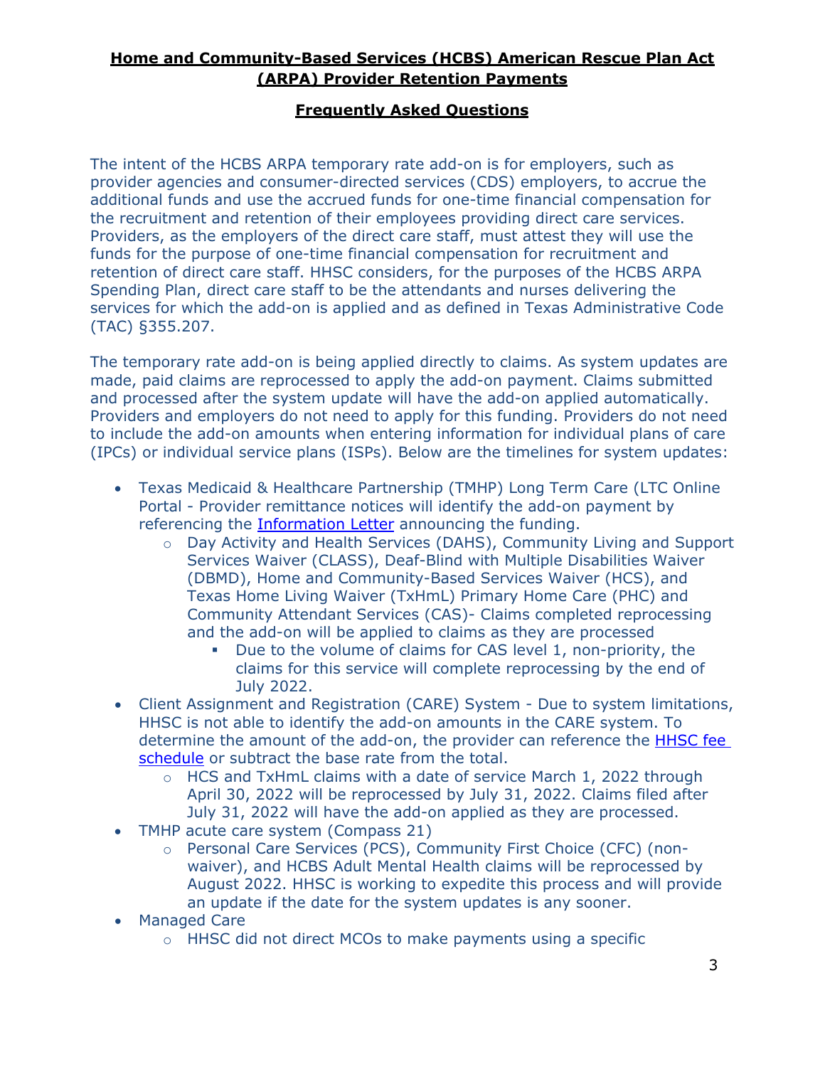**Home and Community-Based Services (HCBS) American Rescue Plan Act (ARPA) Provider Retention Payments**

**Frequently Asked Questions**

The intent of the HCBS ARPA temporary rate add-on is for employers, such as provider agencies and consumer-directed services (CDS) employers, to accrue the additional funds and use the accrued funds for one-time financial compensation for the recruitment and retention of their employees providing direct care services. Providers, as the employers of the direct care staff, must attest they will use the funds for the purpose of one-time financial compensation for recruitment and retention of direct care staff. HHSC considers, for the purposes of the HCBS ARPA Spending Plan, direct care staff to be the attendants and nurses delivering the services for which the add-on is applied and as defined in Texas Administrative Code (TAC) §355.207.

The temporary rate add-on is being applied directly to claims. As system updates are made, paid claims are reprocessed to apply the add-on payment. Claims submitted and processed after the system update will have the add-on applied automatically. Providers and employers do not need to apply for this funding. Providers do not need to include the add-on amounts when entering information for individual plans of care (IPCs) or individual service plans (ISPs). Below are the timelines for system updates:

- Texas Medicaid & Healthcare Partnership (TMHP) Long Term Care (LTC Online Portal - Provider remittance notices will identify the add-on payment by referencing the Information Letter announcing the funding.
  - Day Activity and Health Services (DAHS), Community Living and Support Services Waiver (CLASS), Deaf-Blind with Multiple Disabilities Waiver (DBMD), Home and Community-Based Services Waiver (HCS), and Texas Home Living Waiver (TxHmL) Primary Home Care (PHC) and Community Attendant Services (CAS)- Claims completed reprocessing and the add-on will be applied to claims as they are processed
    - Due to the volume of claims for CAS level 1, non-priority, the claims for this service will complete reprocessing by the end of July 2022.
- Client Assignment and Registration (CARE) System - Due to system limitations, HHSC is not able to identify the add-on amounts in the CARE system. To determine the amount of the add-on, the provider can reference the HHSC fee schedule or subtract the base rate from the total.
  - HCS and TxHmL claims with a date of service March 1, 2022 through April 30, 2022 will be reprocessed by July 31, 2022. Claims filed after July 31, 2022 will have the add-on applied as they are processed.
- TMHP acute care system (Compass 21)
  - Personal Care Services (PCS), Community First Choice (CFC) (non-waiver), and HCBS Adult Mental Health claims will be reprocessed by August 2022. HHSC is working to expedite this process and will provide an update if the date for the system updates is any sooner.
- Managed Care
  - HHSC did not direct MCOs to make payments using a specific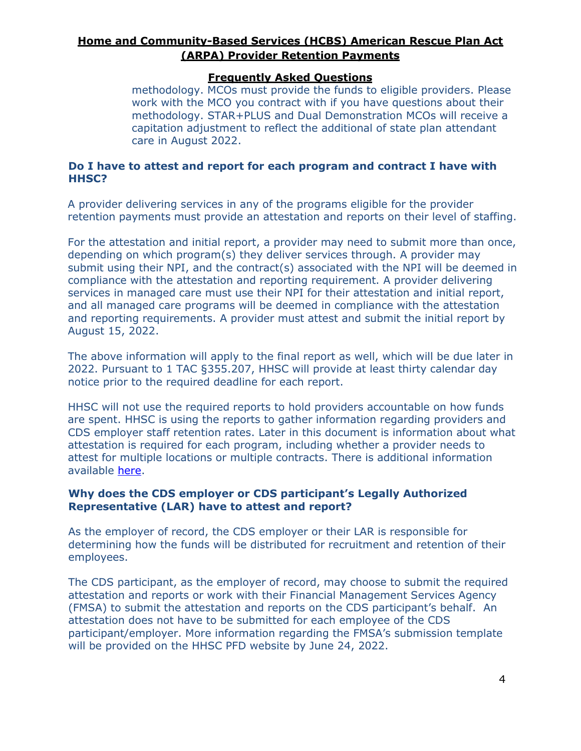methodology. MCOs must provide the funds to eligible providers. Please work with the MCO you contract with if you have questions about their methodology. STAR+PLUS and Dual Demonstration MCOs will receive a capitation adjustment to reflect the additional of state plan attendant care in August 2022.

### Do I have to attest and report for each program and contract I have with HHSC?

A provider delivering services in any of the programs eligible for the provider retention payments must provide an attestation and reports on their level of staffing.

For the attestation and initial report, a provider may need to submit more than once, depending on which program(s) they deliver services through. A provider may submit using their NPI, and the contract(s) associated with the NPI will be deemed in compliance with the attestation and reporting requirement. A provider delivering services in managed care must use their NPI for their attestation and initial report, and all managed care programs will be deemed in compliance with the attestation and reporting requirements. A provider must attest and submit the initial report by August 15, 2022.

The above information will apply to the final report as well, which will be due later in 2022. Pursuant to 1 TAC §355.207, HHSC will provide at least thirty calendar day notice prior to the required deadline for each report.

HHSC will not use the required reports to hold providers accountable on how funds are spent. HHSC is using the reports to gather information regarding providers and CDS employer staff retention rates. Later in this document is information about what attestation is required for each program, including whether a provider needs to attest for multiple locations or multiple contracts. There is additional information available here.

### Why does the CDS employer or CDS participant's Legally Authorized Representative (LAR) have to attest and report?

As the employer of record, the CDS employer or their LAR is responsible for determining how the funds will be distributed for recruitment and retention of their employees.

The CDS participant, as the employer of record, may choose to submit the required attestation and reports or work with their Financial Management Services Agency (FMSA) to submit the attestation and reports on the CDS participant's behalf. An attestation does not have to be submitted for each employee of the CDS participant/employer. More information regarding the FMSA's submission template will be provided on the HHSC PFD website by June 24, 2022.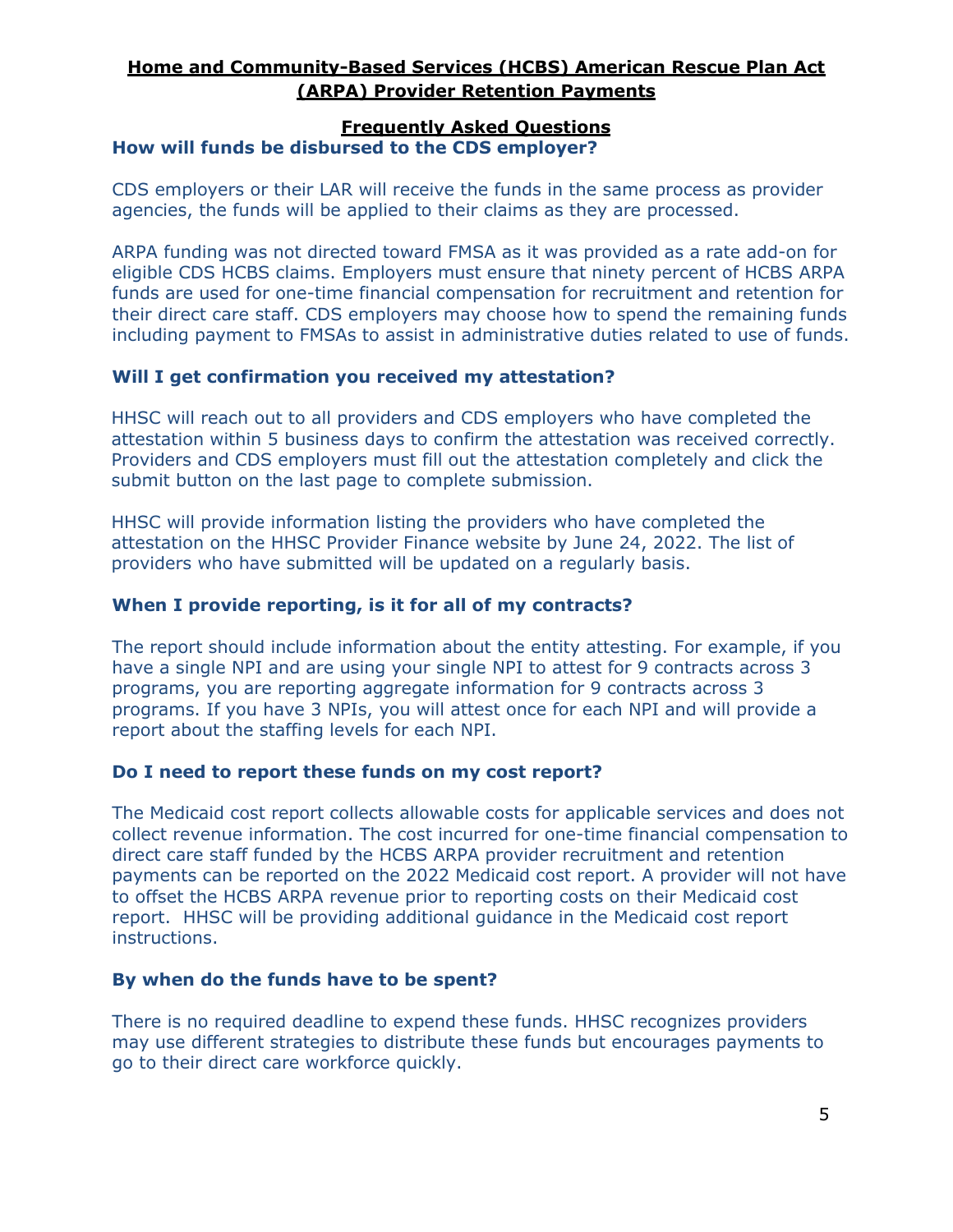**Home and Community-Based Services (HCBS) American Rescue Plan Act (ARPA) Provider Retention Payments**

**Frequently Asked Questions**

### How will funds be disbursed to the CDS employer?

CDS employers or their LAR will receive the funds in the same process as provider agencies, the funds will be applied to their claims as they are processed.

ARPA funding was not directed toward FMSA as it was provided as a rate add-on for eligible CDS HCBS claims. Employers must ensure that ninety percent of HCBS ARPA funds are used for one-time financial compensation for recruitment and retention for their direct care staff. CDS employers may choose how to spend the remaining funds including payment to FMSAs to assist in administrative duties related to use of funds.

### Will I get confirmation you received my attestation?

HHSC will reach out to all providers and CDS employers who have completed the attestation within 5 business days to confirm the attestation was received correctly. Providers and CDS employers must fill out the attestation completely and click the submit button on the last page to complete submission.

HHSC will provide information listing the providers who have completed the attestation on the HHSC Provider Finance website by June 24, 2022. The list of providers who have submitted will be updated on a regularly basis.

### When I provide reporting, is it for all of my contracts?

The report should include information about the entity attesting. For example, if you have a single NPI and are using your single NPI to attest for 9 contracts across 3 programs, you are reporting aggregate information for 9 contracts across 3 programs. If you have 3 NPIs, you will attest once for each NPI and will provide a report about the staffing levels for each NPI.

### Do I need to report these funds on my cost report?

The Medicaid cost report collects allowable costs for applicable services and does not collect revenue information. The cost incurred for one-time financial compensation to direct care staff funded by the HCBS ARPA provider recruitment and retention payments can be reported on the 2022 Medicaid cost report. A provider will not have to offset the HCBS ARPA revenue prior to reporting costs on their Medicaid cost report. HHSC will be providing additional guidance in the Medicaid cost report instructions.

### By when do the funds have to be spent?

There is no required deadline to expend these funds. HHSC recognizes providers may use different strategies to distribute these funds but encourages payments to go to their direct care workforce quickly.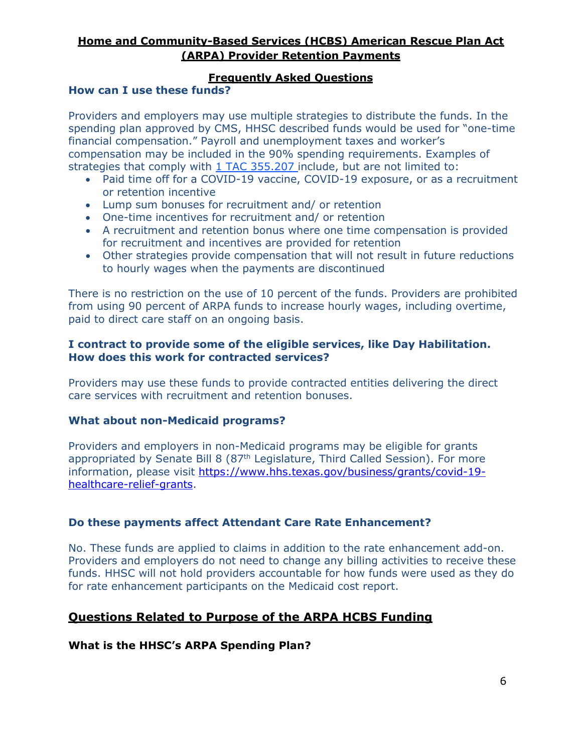**Home and Community-Based Services (HCBS) American Rescue Plan Act (ARPA) Provider Retention Payments**

**Frequently Asked Questions**

### How can I use these funds?

Providers and employers may use multiple strategies to distribute the funds. In the spending plan approved by CMS, HHSC described funds would be used for "one-time financial compensation." Payroll and unemployment taxes and worker's compensation may be included in the 90% spending requirements. Examples of strategies that comply with [1 TAC 355.207](#) include, but are not limited to:

- Paid time off for a COVID-19 vaccine, COVID-19 exposure, or as a recruitment or retention incentive
- Lump sum bonuses for recruitment and/ or retention
- One-time incentives for recruitment and/ or retention
- A recruitment and retention bonus where one time compensation is provided for recruitment and incentives are provided for retention
- Other strategies provide compensation that will not result in future reductions to hourly wages when the payments are discontinued

There is no restriction on the use of 10 percent of the funds. Providers are prohibited from using 90 percent of ARPA funds to increase hourly wages, including overtime, paid to direct care staff on an ongoing basis.

### I contract to provide some of the eligible services, like Day Habilitation. How does this work for contracted services?

Providers may use these funds to provide contracted entities delivering the direct care services with recruitment and retention bonuses.

### What about non-Medicaid programs?

Providers and employers in non-Medicaid programs may be eligible for grants appropriated by Senate Bill 8 (87th Legislature, Third Called Session). For more information, please visit [https://www.hhs.texas.gov/business/grants/covid-19-healthcare-relief-grants](https://www.hhs.texas.gov/business/grants/covid-19-healthcare-relief-grants).

### Do these payments affect Attendant Care Rate Enhancement?

No. These funds are applied to claims in addition to the rate enhancement add-on. Providers and employers do not need to change any billing activities to receive these funds. HHSC will not hold providers accountable for how funds were used as they do for rate enhancement participants on the Medicaid cost report.

## Questions Related to Purpose of the ARPA HCBS Funding

### What is the HHSC's ARPA Spending Plan?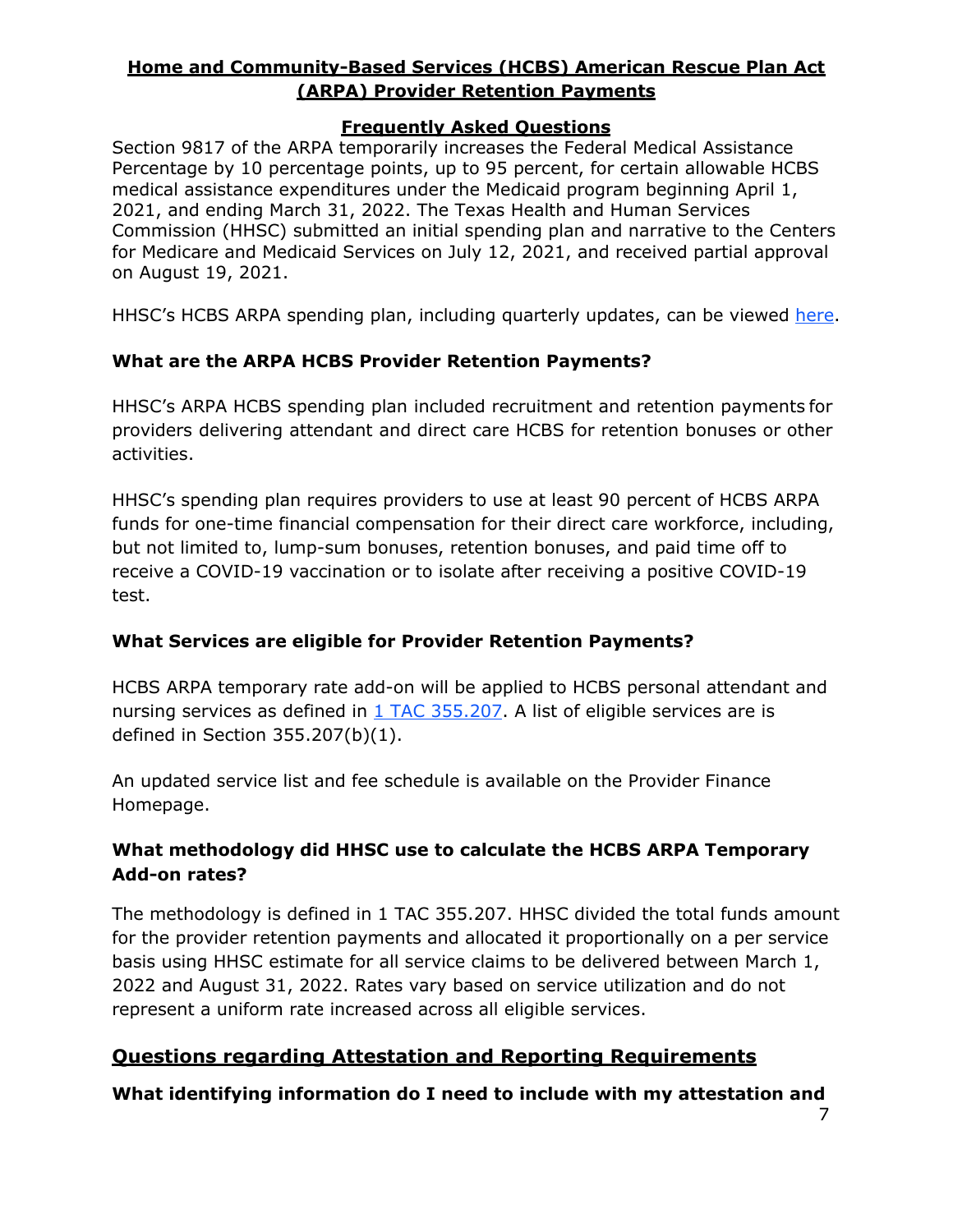## Home and Community-Based Services (HCBS) American Rescue Plan Act (ARPA) Provider Retention Payments

### Frequently Asked Questions

Section 9817 of the ARPA temporarily increases the Federal Medical Assistance Percentage by 10 percentage points, up to 95 percent, for certain allowable HCBS medical assistance expenditures under the Medicaid program beginning April 1, 2021, and ending March 31, 2022. The Texas Health and Human Services Commission (HHSC) submitted an initial spending plan and narrative to the Centers for Medicare and Medicaid Services on July 12, 2021, and received partial approval on August 19, 2021.

HHSC's HCBS ARPA spending plan, including quarterly updates, can be viewed here.

**What are the ARPA HCBS Provider Retention Payments?**

HHSC's ARPA HCBS spending plan included recruitment and retention payments for providers delivering attendant and direct care HCBS for retention bonuses or other activities.

HHSC's spending plan requires providers to use at least 90 percent of HCBS ARPA funds for one-time financial compensation for their direct care workforce, including, but not limited to, lump-sum bonuses, retention bonuses, and paid time off to receive a COVID-19 vaccination or to isolate after receiving a positive COVID-19 test.

**What Services are eligible for Provider Retention Payments?**

HCBS ARPA temporary rate add-on will be applied to HCBS personal attendant and nursing services as defined in 1 TAC 355.207. A list of eligible services are is defined in Section 355.207(b)(1).

An updated service list and fee schedule is available on the Provider Finance Homepage.

**What methodology did HHSC use to calculate the HCBS ARPA Temporary Add-on rates?**

The methodology is defined in 1 TAC 355.207. HHSC divided the total funds amount for the provider retention payments and allocated it proportionally on a per service basis using HHSC estimate for all service claims to be delivered between March 1, 2022 and August 31, 2022. Rates vary based on service utilization and do not represent a uniform rate increased across all eligible services.

## Questions regarding Attestation and Reporting Requirements

**What identifying information do I need to include with my attestation and**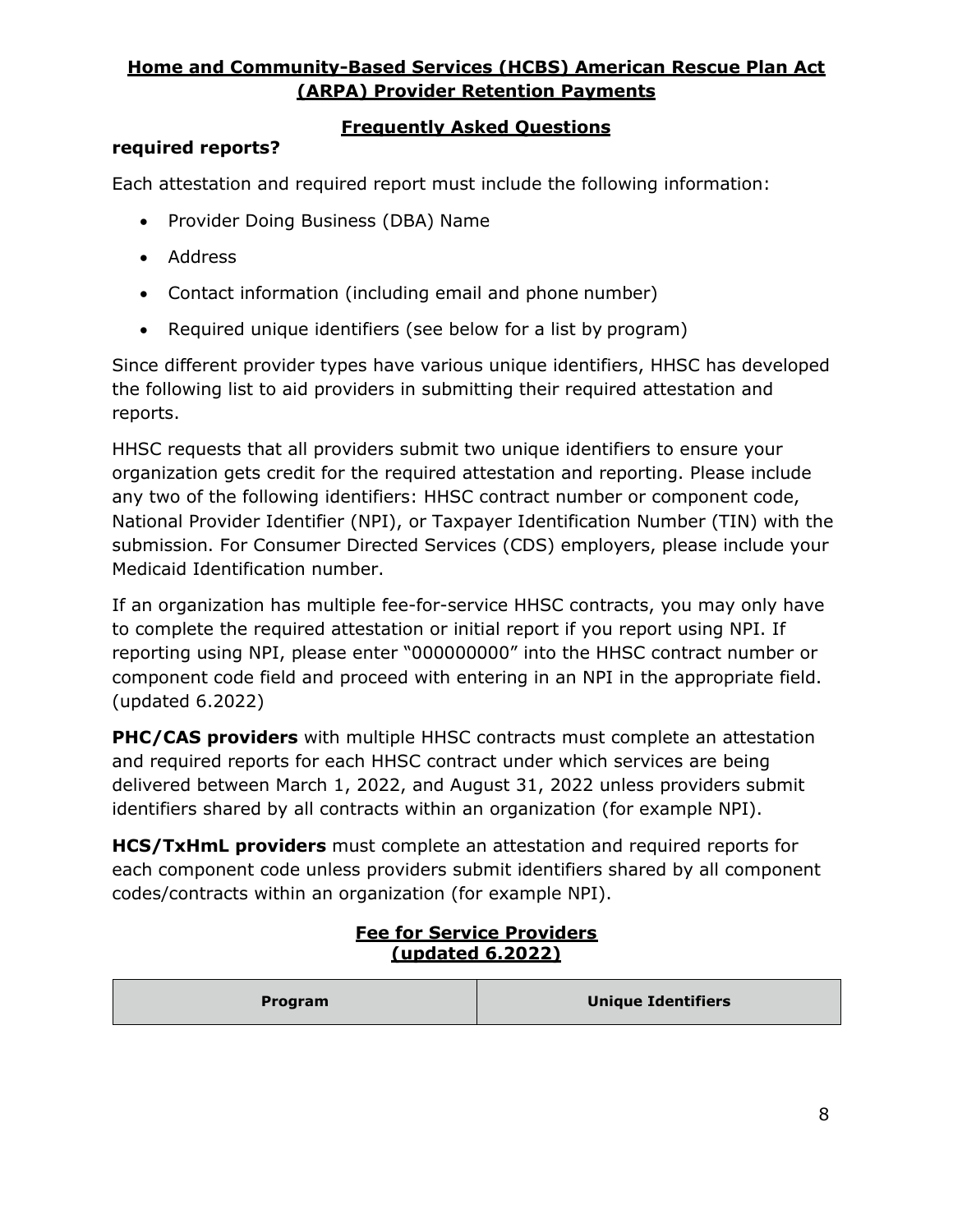**required reports?**

Each attestation and required report must include the following information:

- Provider Doing Business (DBA) Name
- Address
- Contact information (including email and phone number)
- Required unique identifiers (see below for a list by program)

Since different provider types have various unique identifiers, HHSC has developed the following list to aid providers in submitting their required attestation and reports.

HHSC requests that all providers submit two unique identifiers to ensure your organization gets credit for the required attestation and reporting. Please include any two of the following identifiers: HHSC contract number or component code, National Provider Identifier (NPI), or Taxpayer Identification Number (TIN) with the submission. For Consumer Directed Services (CDS) employers, please include your Medicaid Identification number.

If an organization has multiple fee-for-service HHSC contracts, you may only have to complete the required attestation or initial report if you report using NPI. If reporting using NPI, please enter "000000000" into the HHSC contract number or component code field and proceed with entering in an NPI in the appropriate field. (updated 6.2022)

**PHC/CAS providers** with multiple HHSC contracts must complete an attestation and required reports for each HHSC contract under which services are being delivered between March 1, 2022, and August 31, 2022 unless providers submit identifiers shared by all contracts within an organization (for example NPI).

**HCS/TxHmL providers** must complete an attestation and required reports for each component code unless providers submit identifiers shared by all component codes/contracts within an organization (for example NPI).

**Fee for Service Providers (updated 6.2022)**

| Program | Unique Identifiers |
| --- | --- |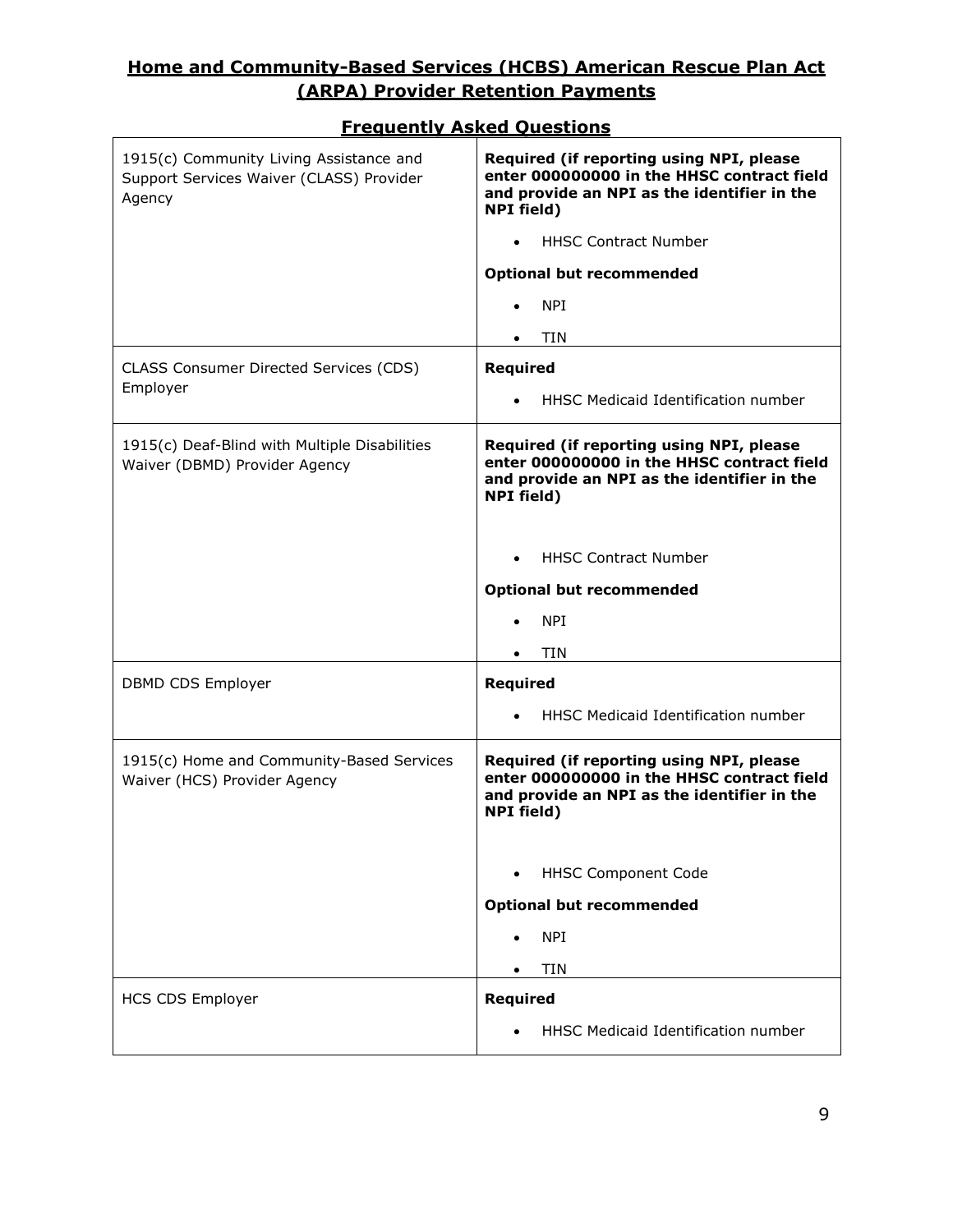## Home and Community-Based Services (HCBS) American Rescue Plan Act (ARPA) Provider Retention Payments

## Frequently Asked Questions

| | |
|---|---|
| 1915(c) Community Living Assistance and Support Services Waiver (CLASS) Provider Agency | **Required (if reporting using NPI, please enter 000000000 in the HHSC contract field and provide an NPI as the identifier in the NPI field)**<br>• HHSC Contract Number<br>**Optional but recommended**<br>• NPI<br>• TIN |
| CLASS Consumer Directed Services (CDS) Employer | **Required**<br>• HHSC Medicaid Identification number |
| 1915(c) Deaf-Blind with Multiple Disabilities Waiver (DBMD) Provider Agency | **Required (if reporting using NPI, please enter 000000000 in the HHSC contract field and provide an NPI as the identifier in the NPI field)**<br>• HHSC Contract Number<br>**Optional but recommended**<br>• NPI<br>• TIN |
| DBMD CDS Employer | **Required**<br>• HHSC Medicaid Identification number |
| 1915(c) Home and Community-Based Services Waiver (HCS) Provider Agency | **Required (if reporting using NPI, please enter 000000000 in the HHSC contract field and provide an NPI as the identifier in the NPI field)**<br>• HHSC Component Code<br>**Optional but recommended**<br>• NPI<br>• TIN |
| HCS CDS Employer | **Required**<br>• HHSC Medicaid Identification number |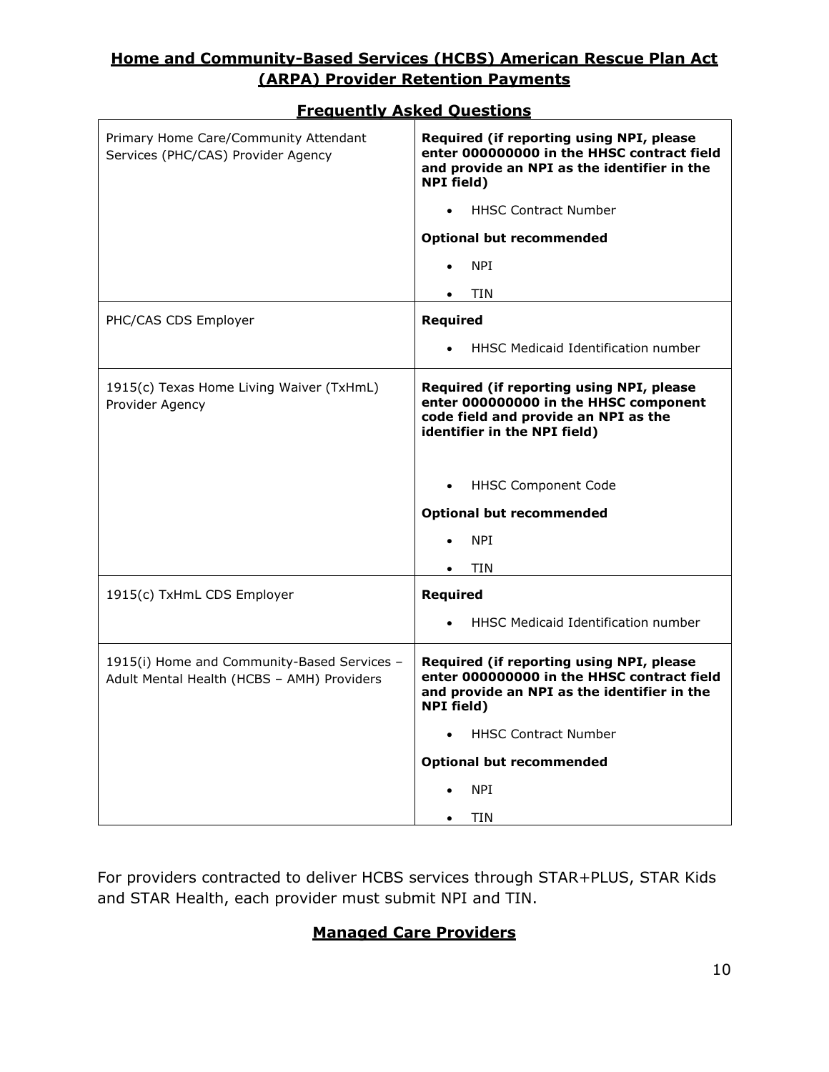## Home and Community-Based Services (HCBS) American Rescue Plan Act (ARPA) Provider Retention Payments

## Frequently Asked Questions

| | |
|---|---|
| Primary Home Care/Community Attendant Services (PHC/CAS) Provider Agency | **Required (if reporting using NPI, please enter 000000000 in the HHSC contract field and provide an NPI as the identifier in the NPI field)**<br>• HHSC Contract Number<br>**Optional but recommended**<br>• NPI<br>• TIN |
| PHC/CAS CDS Employer | **Required**<br>• HHSC Medicaid Identification number |
| 1915(c) Texas Home Living Waiver (TxHmL) Provider Agency | **Required (if reporting using NPI, please enter 000000000 in the HHSC component code field and provide an NPI as the identifier in the NPI field)**<br>• HHSC Component Code<br>**Optional but recommended**<br>• NPI<br>• TIN |
| 1915(c) TxHmL CDS Employer | **Required**<br>• HHSC Medicaid Identification number |
| 1915(i) Home and Community-Based Services – Adult Mental Health (HCBS – AMH) Providers | **Required (if reporting using NPI, please enter 000000000 in the HHSC contract field and provide an NPI as the identifier in the NPI field)**<br>• HHSC Contract Number<br>**Optional but recommended**<br>• NPI<br>• TIN |

For providers contracted to deliver HCBS services through STAR+PLUS, STAR Kids and STAR Health, each provider must submit NPI and TIN.

## Managed Care Providers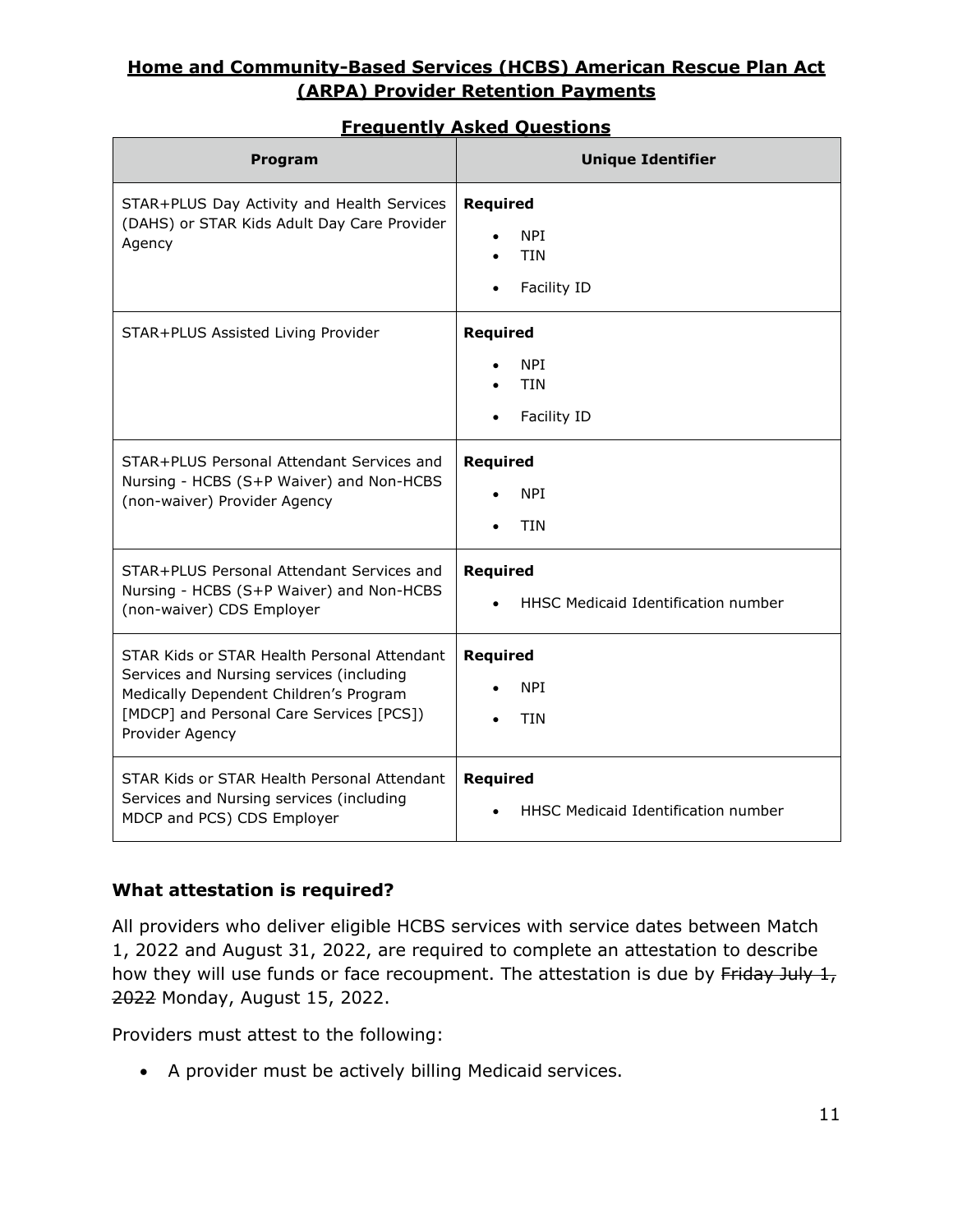**Home and Community-Based Services (HCBS) American Rescue Plan Act (ARPA) Provider Retention Payments**

**Frequently Asked Questions**

| Program | Unique Identifier |
|---|---|
| STAR+PLUS Day Activity and Health Services (DAHS) or STAR Kids Adult Day Care Provider Agency | **Required**<br>• NPI<br>• TIN<br>• Facility ID |
| STAR+PLUS Assisted Living Provider | **Required**<br>• NPI<br>• TIN<br>• Facility ID |
| STAR+PLUS Personal Attendant Services and Nursing - HCBS (S+P Waiver) and Non-HCBS (non-waiver) Provider Agency | **Required**<br>• NPI<br>• TIN |
| STAR+PLUS Personal Attendant Services and Nursing - HCBS (S+P Waiver) and Non-HCBS (non-waiver) CDS Employer | **Required**<br>• HHSC Medicaid Identification number |
| STAR Kids or STAR Health Personal Attendant Services and Nursing services (including Medically Dependent Children's Program [MDCP] and Personal Care Services [PCS]) Provider Agency | **Required**<br>• NPI<br>• TIN |
| STAR Kids or STAR Health Personal Attendant Services and Nursing services (including MDCP and PCS) CDS Employer | **Required**<br>• HHSC Medicaid Identification number |

### What attestation is required?

All providers who deliver eligible HCBS services with service dates between Match 1, 2022 and August 31, 2022, are required to complete an attestation to describe how they will use funds or face recoupment. The attestation is due by ~~Friday July 1, 2022~~ Monday, August 15, 2022.

Providers must attest to the following:

- A provider must be actively billing Medicaid services.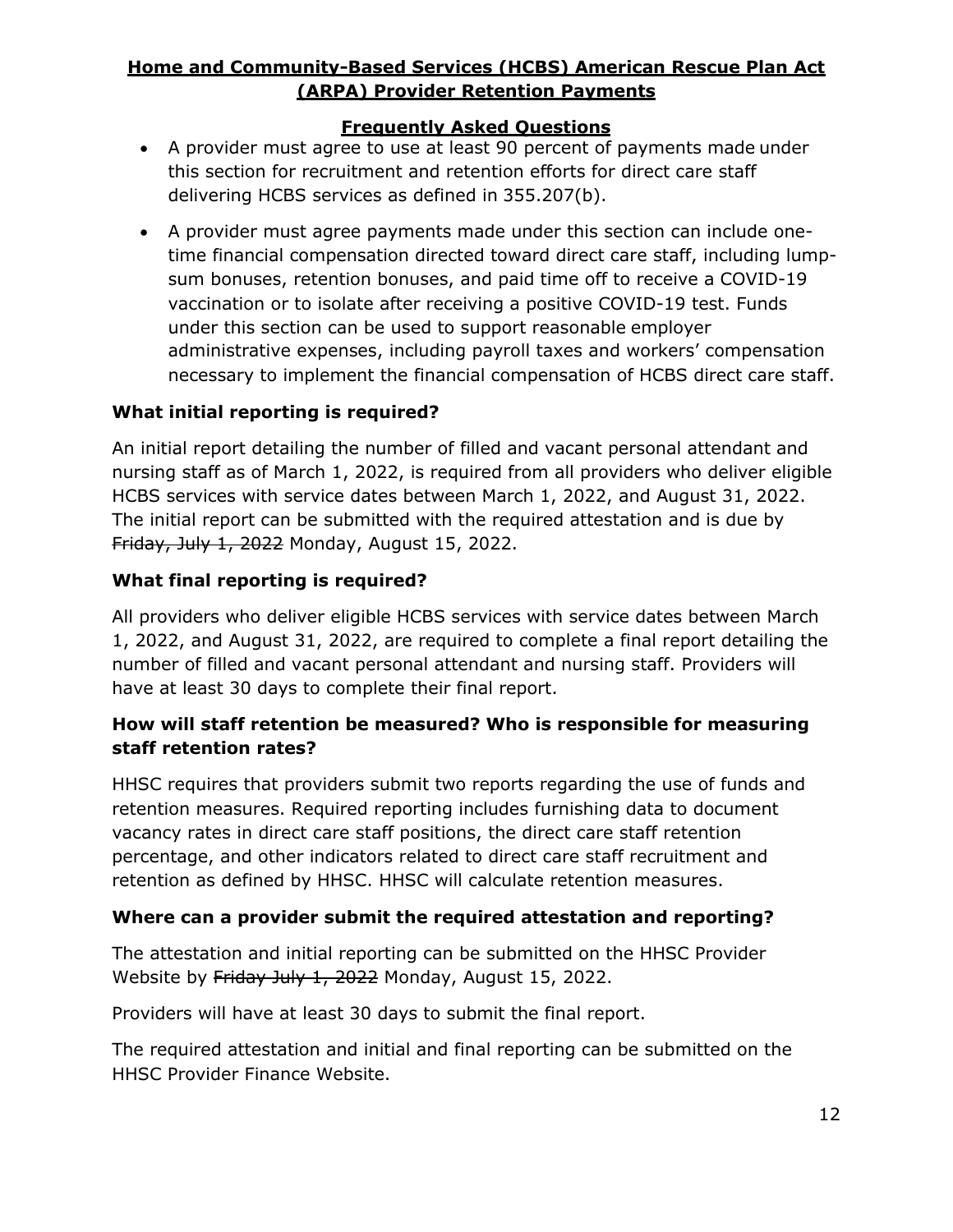- A provider must agree to use at least 90 percent of payments made under this section for recruitment and retention efforts for direct care staff delivering HCBS services as defined in 355.207(b).
- A provider must agree payments made under this section can include one-time financial compensation directed toward direct care staff, including lump-sum bonuses, retention bonuses, and paid time off to receive a COVID-19 vaccination or to isolate after receiving a positive COVID-19 test. Funds under this section can be used to support reasonable employer administrative expenses, including payroll taxes and workers' compensation necessary to implement the financial compensation of HCBS direct care staff.

### What initial reporting is required?

An initial report detailing the number of filled and vacant personal attendant and nursing staff as of March 1, 2022, is required from all providers who deliver eligible HCBS services with service dates between March 1, 2022, and August 31, 2022. The initial report can be submitted with the required attestation and is due by ~~Friday, July 1, 2022~~ Monday, August 15, 2022.

### What final reporting is required?

All providers who deliver eligible HCBS services with service dates between March 1, 2022, and August 31, 2022, are required to complete a final report detailing the number of filled and vacant personal attendant and nursing staff. Providers will have at least 30 days to complete their final report.

### How will staff retention be measured? Who is responsible for measuring staff retention rates?

HHSC requires that providers submit two reports regarding the use of funds and retention measures. Required reporting includes furnishing data to document vacancy rates in direct care staff positions, the direct care staff retention percentage, and other indicators related to direct care staff recruitment and retention as defined by HHSC. HHSC will calculate retention measures.

### Where can a provider submit the required attestation and reporting?

The attestation and initial reporting can be submitted on the HHSC Provider Website by ~~Friday July 1, 2022~~ Monday, August 15, 2022.

Providers will have at least 30 days to submit the final report.

The required attestation and initial and final reporting can be submitted on the HHSC Provider Finance Website.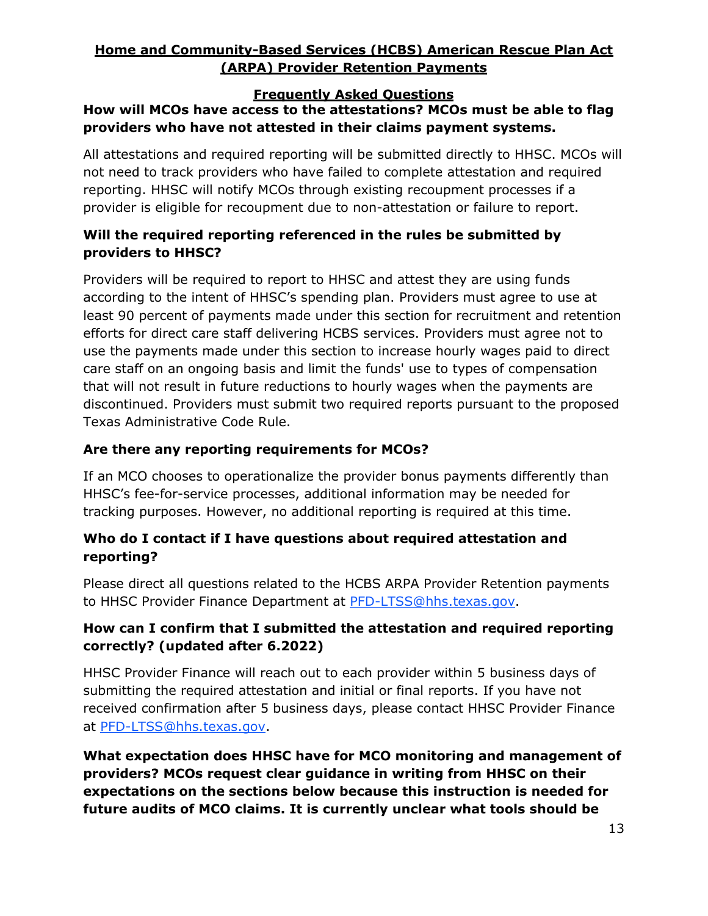**Home and Community-Based Services (HCBS) American Rescue Plan Act (ARPA) Provider Retention Payments**

**Frequently Asked Questions**

**How will MCOs have access to the attestations? MCOs must be able to flag providers who have not attested in their claims payment systems.**

All attestations and required reporting will be submitted directly to HHSC. MCOs will not need to track providers who have failed to complete attestation and required reporting. HHSC will notify MCOs through existing recoupment processes if a provider is eligible for recoupment due to non-attestation or failure to report.

**Will the required reporting referenced in the rules be submitted by providers to HHSC?**

Providers will be required to report to HHSC and attest they are using funds according to the intent of HHSC's spending plan. Providers must agree to use at least 90 percent of payments made under this section for recruitment and retention efforts for direct care staff delivering HCBS services. Providers must agree not to use the payments made under this section to increase hourly wages paid to direct care staff on an ongoing basis and limit the funds' use to types of compensation that will not result in future reductions to hourly wages when the payments are discontinued. Providers must submit two required reports pursuant to the proposed Texas Administrative Code Rule.

**Are there any reporting requirements for MCOs?**

If an MCO chooses to operationalize the provider bonus payments differently than HHSC's fee-for-service processes, additional information may be needed for tracking purposes. However, no additional reporting is required at this time.

**Who do I contact if I have questions about required attestation and reporting?**

Please direct all questions related to the HCBS ARPA Provider Retention payments to HHSC Provider Finance Department at [PFD-LTSS@hhs.texas.gov](mailto:PFD-LTSS@hhs.texas.gov).

**How can I confirm that I submitted the attestation and required reporting correctly? (updated after 6.2022)**

HHSC Provider Finance will reach out to each provider within 5 business days of submitting the required attestation and initial or final reports. If you have not received confirmation after 5 business days, please contact HHSC Provider Finance at [PFD-LTSS@hhs.texas.gov](mailto:PFD-LTSS@hhs.texas.gov).

**What expectation does HHSC have for MCO monitoring and management of providers? MCOs request clear guidance in writing from HHSC on their expectations on the sections below because this instruction is needed for future audits of MCO claims. It is currently unclear what tools should be**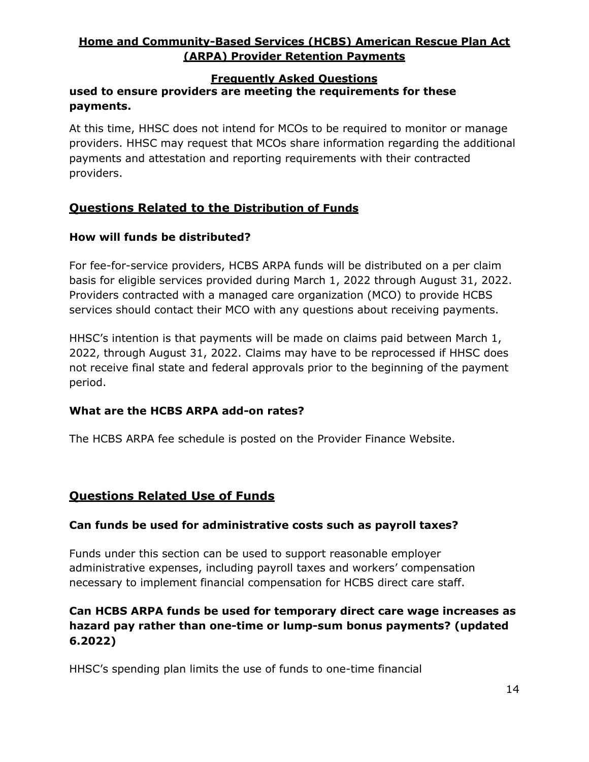**used to ensure providers are meeting the requirements for these payments.**

At this time, HHSC does not intend for MCOs to be required to monitor or manage providers. HHSC may request that MCOs share information regarding the additional payments and attestation and reporting requirements with their contracted providers.

## Questions Related to the Distribution of Funds

### How will funds be distributed?

For fee-for-service providers, HCBS ARPA funds will be distributed on a per claim basis for eligible services provided during March 1, 2022 through August 31, 2022. Providers contracted with a managed care organization (MCO) to provide HCBS services should contact their MCO with any questions about receiving payments.

HHSC's intention is that payments will be made on claims paid between March 1, 2022, through August 31, 2022. Claims may have to be reprocessed if HHSC does not receive final state and federal approvals prior to the beginning of the payment period.

### What are the HCBS ARPA add-on rates?

The HCBS ARPA fee schedule is posted on the Provider Finance Website.

## Questions Related Use of Funds

### Can funds be used for administrative costs such as payroll taxes?

Funds under this section can be used to support reasonable employer administrative expenses, including payroll taxes and workers' compensation necessary to implement financial compensation for HCBS direct care staff.

### Can HCBS ARPA funds be used for temporary direct care wage increases as hazard pay rather than one-time or lump-sum bonus payments? (updated 6.2022)

HHSC's spending plan limits the use of funds to one-time financial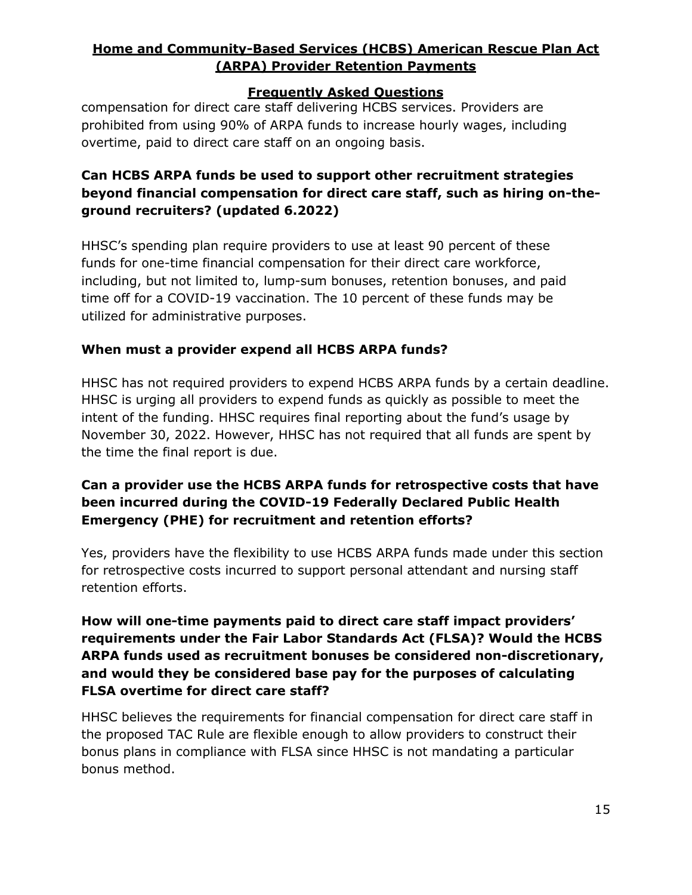compensation for direct care staff delivering HCBS services. Providers are prohibited from using 90% of ARPA funds to increase hourly wages, including overtime, paid to direct care staff on an ongoing basis.

### Can HCBS ARPA funds be used to support other recruitment strategies beyond financial compensation for direct care staff, such as hiring on-the-ground recruiters? (updated 6.2022)

HHSC's spending plan require providers to use at least 90 percent of these funds for one-time financial compensation for their direct care workforce, including, but not limited to, lump-sum bonuses, retention bonuses, and paid time off for a COVID-19 vaccination. The 10 percent of these funds may be utilized for administrative purposes.

### When must a provider expend all HCBS ARPA funds?

HHSC has not required providers to expend HCBS ARPA funds by a certain deadline. HHSC is urging all providers to expend funds as quickly as possible to meet the intent of the funding. HHSC requires final reporting about the fund's usage by November 30, 2022. However, HHSC has not required that all funds are spent by the time the final report is due.

### Can a provider use the HCBS ARPA funds for retrospective costs that have been incurred during the COVID-19 Federally Declared Public Health Emergency (PHE) for recruitment and retention efforts?

Yes, providers have the flexibility to use HCBS ARPA funds made under this section for retrospective costs incurred to support personal attendant and nursing staff retention efforts.

### How will one-time payments paid to direct care staff impact providers' requirements under the Fair Labor Standards Act (FLSA)? Would the HCBS ARPA funds used as recruitment bonuses be considered non-discretionary, and would they be considered base pay for the purposes of calculating FLSA overtime for direct care staff?

HHSC believes the requirements for financial compensation for direct care staff in the proposed TAC Rule are flexible enough to allow providers to construct their bonus plans in compliance with FLSA since HHSC is not mandating a particular bonus method.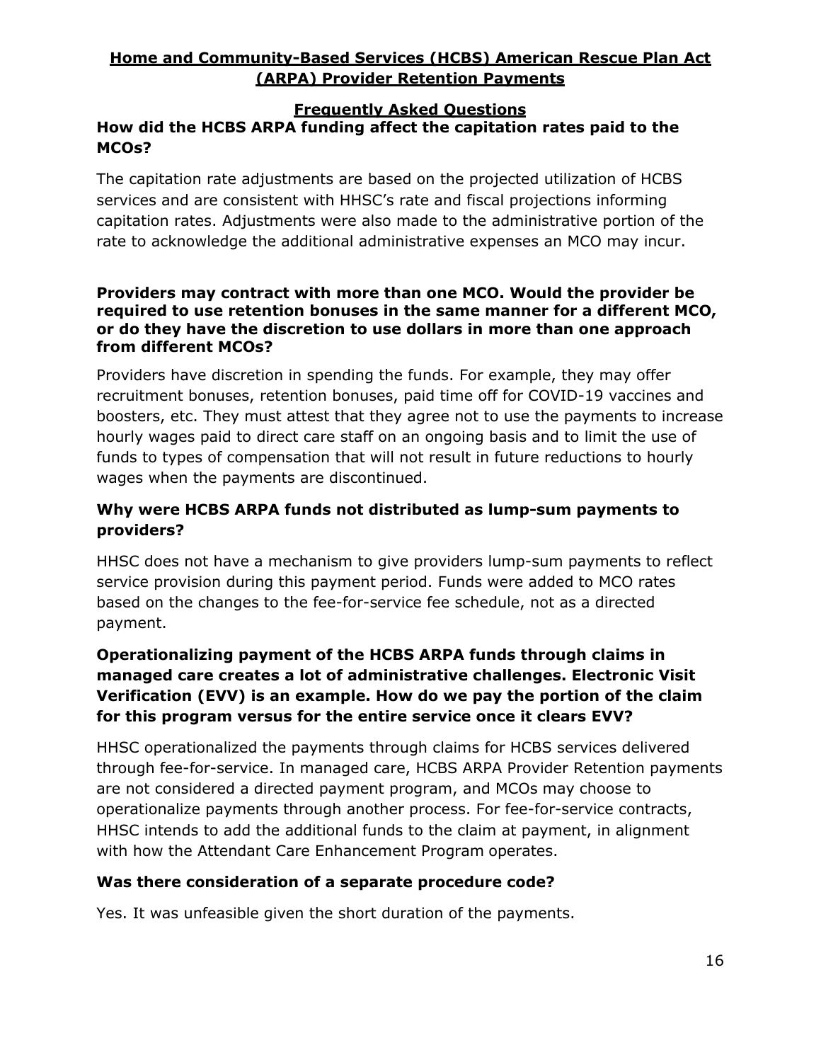**Home and Community-Based Services (HCBS) American Rescue Plan Act (ARPA) Provider Retention Payments**

**Frequently Asked Questions**

### How did the HCBS ARPA funding affect the capitation rates paid to the MCOs?

The capitation rate adjustments are based on the projected utilization of HCBS services and are consistent with HHSC's rate and fiscal projections informing capitation rates. Adjustments were also made to the administrative portion of the rate to acknowledge the additional administrative expenses an MCO may incur.

### Providers may contract with more than one MCO. Would the provider be required to use retention bonuses in the same manner for a different MCO, or do they have the discretion to use dollars in more than one approach from different MCOs?

Providers have discretion in spending the funds. For example, they may offer recruitment bonuses, retention bonuses, paid time off for COVID-19 vaccines and boosters, etc. They must attest that they agree not to use the payments to increase hourly wages paid to direct care staff on an ongoing basis and to limit the use of funds to types of compensation that will not result in future reductions to hourly wages when the payments are discontinued.

### Why were HCBS ARPA funds not distributed as lump-sum payments to providers?

HHSC does not have a mechanism to give providers lump-sum payments to reflect service provision during this payment period. Funds were added to MCO rates based on the changes to the fee-for-service fee schedule, not as a directed payment.

### Operationalizing payment of the HCBS ARPA funds through claims in managed care creates a lot of administrative challenges. Electronic Visit Verification (EVV) is an example. How do we pay the portion of the claim for this program versus for the entire service once it clears EVV?

HHSC operationalized the payments through claims for HCBS services delivered through fee-for-service. In managed care, HCBS ARPA Provider Retention payments are not considered a directed payment program, and MCOs may choose to operationalize payments through another process. For fee-for-service contracts, HHSC intends to add the additional funds to the claim at payment, in alignment with how the Attendant Care Enhancement Program operates.

### Was there consideration of a separate procedure code?

Yes. It was unfeasible given the short duration of the payments.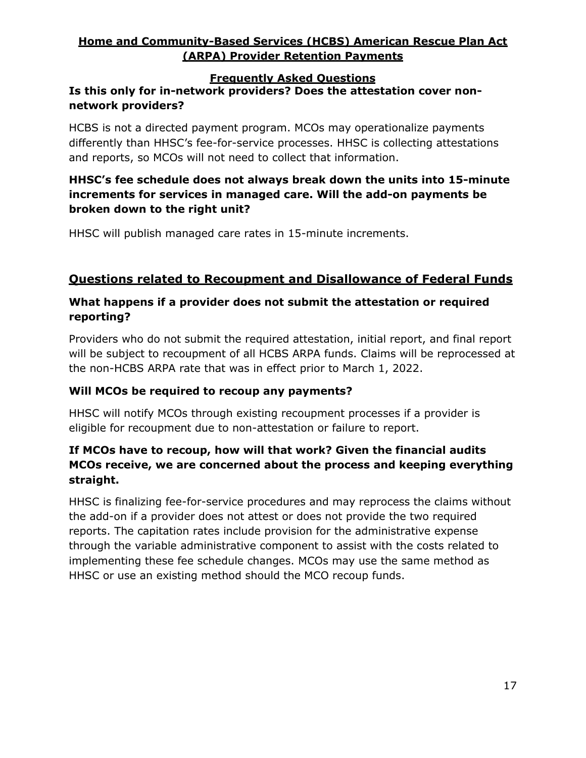# Home and Community-Based Services (HCBS) American Rescue Plan Act (ARPA) Provider Retention Payments

## Frequently Asked Questions

### Is this only for in-network providers? Does the attestation cover non-network providers?

HCBS is not a directed payment program. MCOs may operationalize payments differently than HHSC's fee-for-service processes. HHSC is collecting attestations and reports, so MCOs will not need to collect that information.

### HHSC's fee schedule does not always break down the units into 15-minute increments for services in managed care. Will the add-on payments be broken down to the right unit?

HHSC will publish managed care rates in 15-minute increments.

## Questions related to Recoupment and Disallowance of Federal Funds

### What happens if a provider does not submit the attestation or required reporting?

Providers who do not submit the required attestation, initial report, and final report will be subject to recoupment of all HCBS ARPA funds. Claims will be reprocessed at the non-HCBS ARPA rate that was in effect prior to March 1, 2022.

### Will MCOs be required to recoup any payments?

HHSC will notify MCOs through existing recoupment processes if a provider is eligible for recoupment due to non-attestation or failure to report.

### If MCOs have to recoup, how will that work? Given the financial audits MCOs receive, we are concerned about the process and keeping everything straight.

HHSC is finalizing fee-for-service procedures and may reprocess the claims without the add-on if a provider does not attest or does not provide the two required reports. The capitation rates include provision for the administrative expense through the variable administrative component to assist with the costs related to implementing these fee schedule changes. MCOs may use the same method as HHSC or use an existing method should the MCO recoup funds.